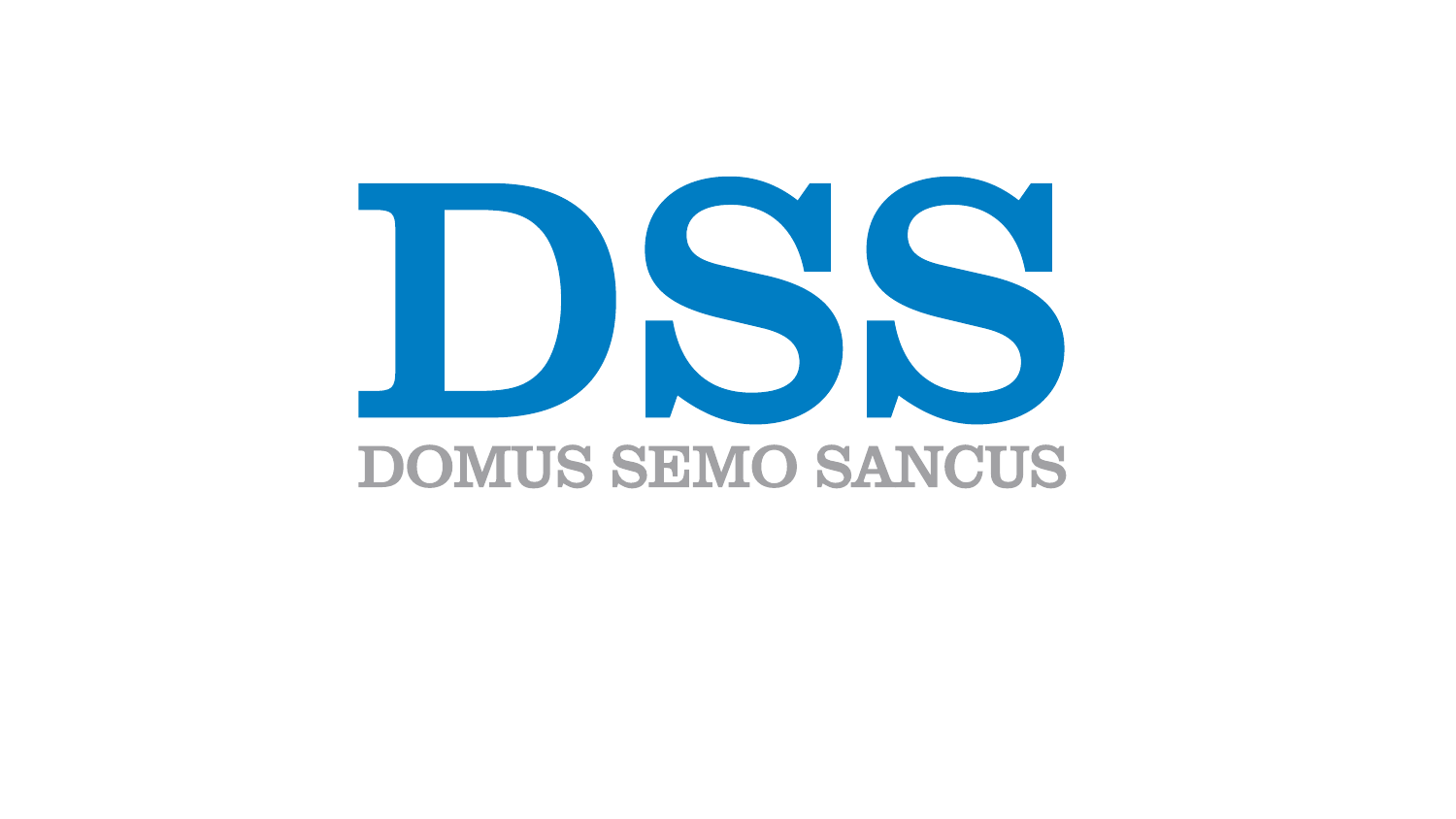# DSS

DOMUS SEMO SANCUS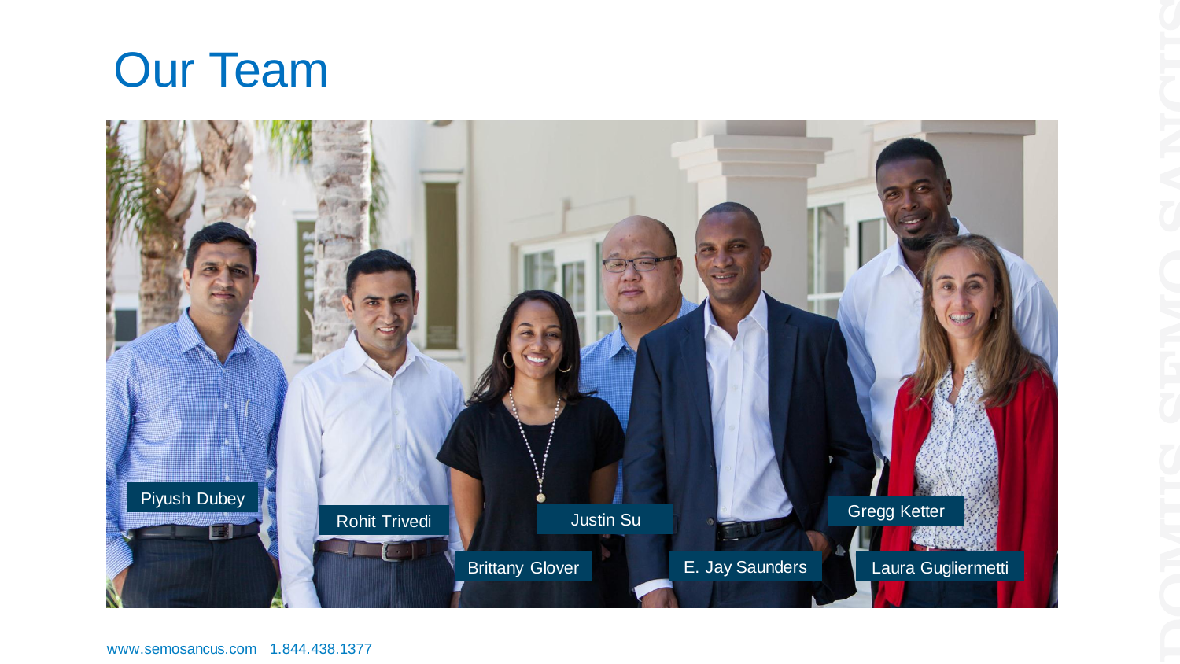# Our Team

Piyush Dubey

Rohit Trivedi

Brittany Glover

Justin Su

E. Jay Saunders

Gregg Ketter

Laura Gugliermetti

www.semosancus.com 1.844.438.1377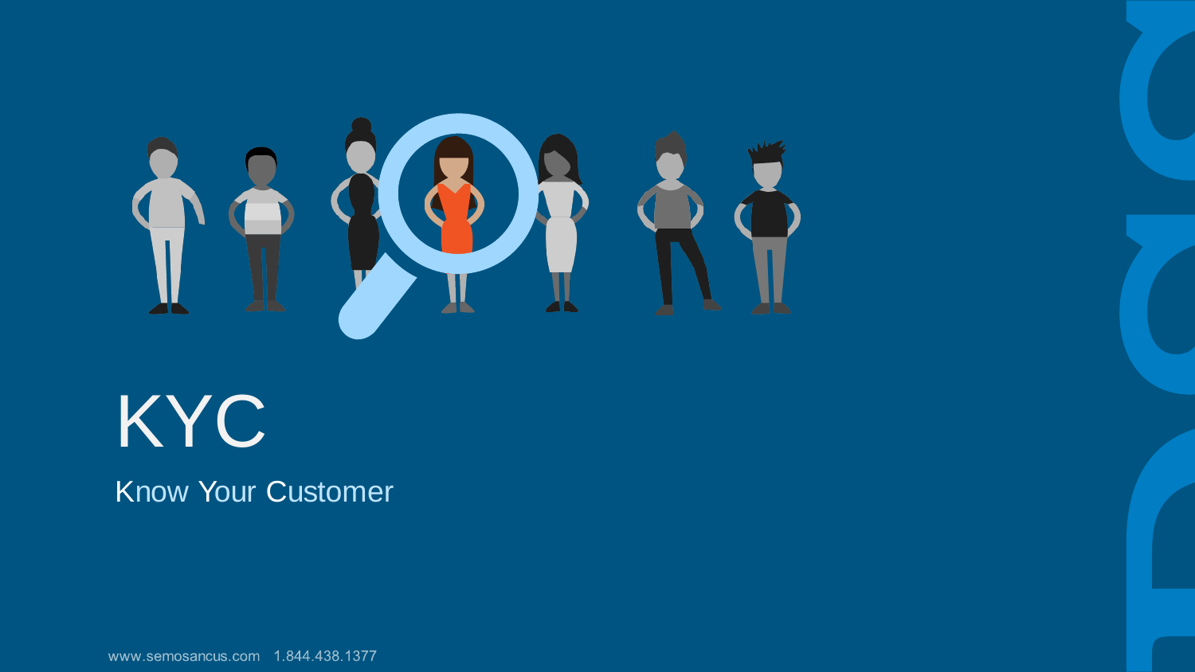# KYC

## Know Your Customer

www.semosancus.com 1.844.438.1377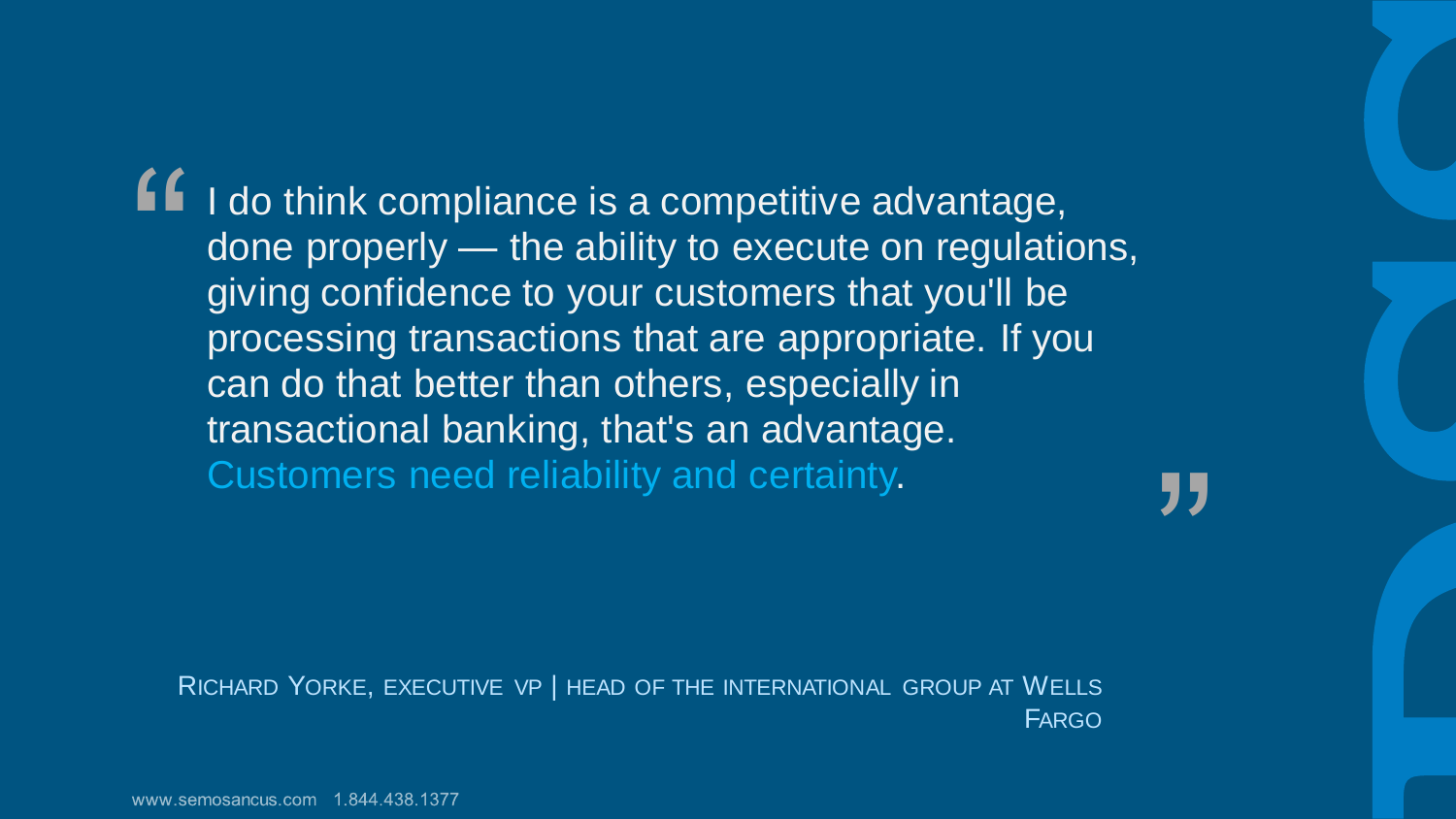> "I do think compliance is a competitive advantage, done properly — the ability to execute on regulations, giving confidence to your customers that you'll be processing transactions that are appropriate. If you can do that better than others, especially in transactional banking, that's an advantage. Customers need reliability and certainty."

RICHARD YORKE, EXECUTIVE VP | HEAD OF THE INTERNATIONAL GROUP AT WELLS FARGO

www.semosancus.com 1.844.438.1377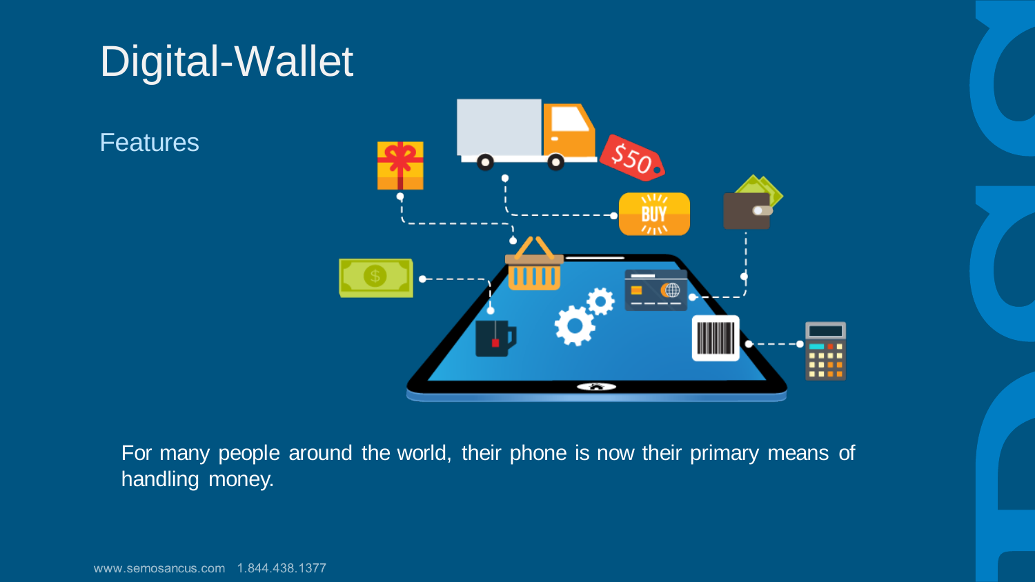# Digital-Wallet

## Features

For many people around the world, their phone is now their primary means of handling money.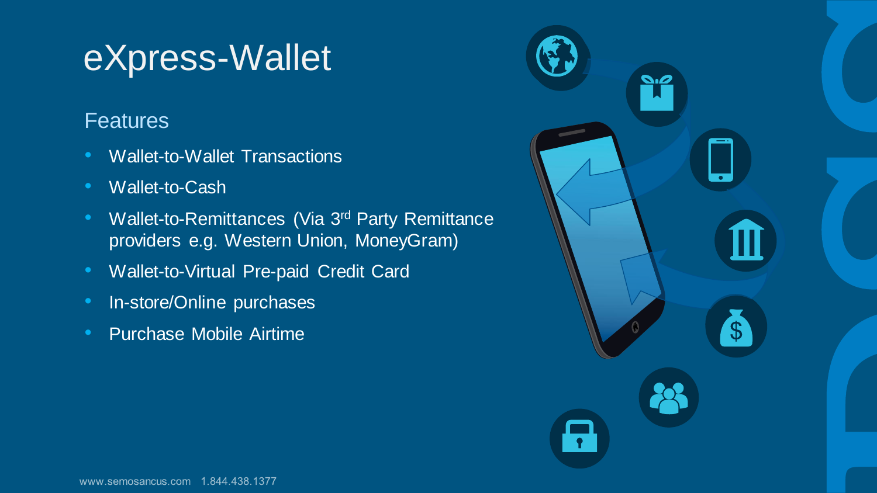# eXpress-Wallet

## Features

- Wallet-to-Wallet Transactions
- Wallet-to-Cash
- Wallet-to-Remittances (Via 3rd Party Remittance providers e.g. Western Union, MoneyGram)
- Wallet-to-Virtual Pre-paid Credit Card
- In-store/Online purchases
- Purchase Mobile Airtime

www.semosancus.com 1.844.438.1377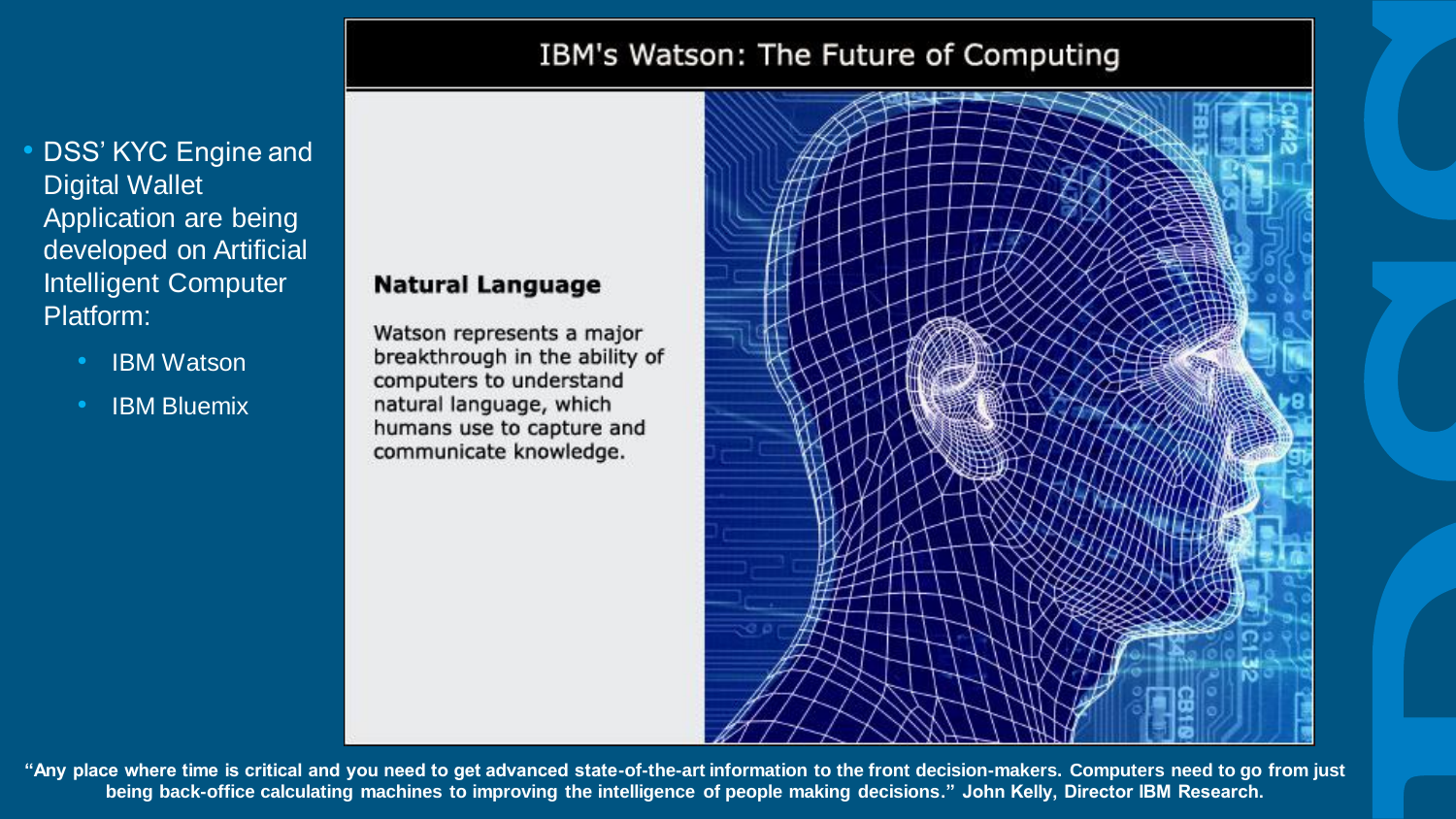- DSS' KYC Engine and Digital Wallet Application are being developed on Artificial Intelligent Computer Platform:
  - IBM Watson
  - IBM Bluemix

## IBM's Watson: The Future of Computing

**Natural Language**

Watson represents a major breakthrough in the ability of computers to understand natural language, which humans use to capture and communicate knowledge.

**"Any place where time is critical and you need to get advanced state-of-the-art information to the front decision-makers. Computers need to go from just being back-office calculating machines to improving the intelligence of people making decisions." John Kelly, Director IBM Research.**